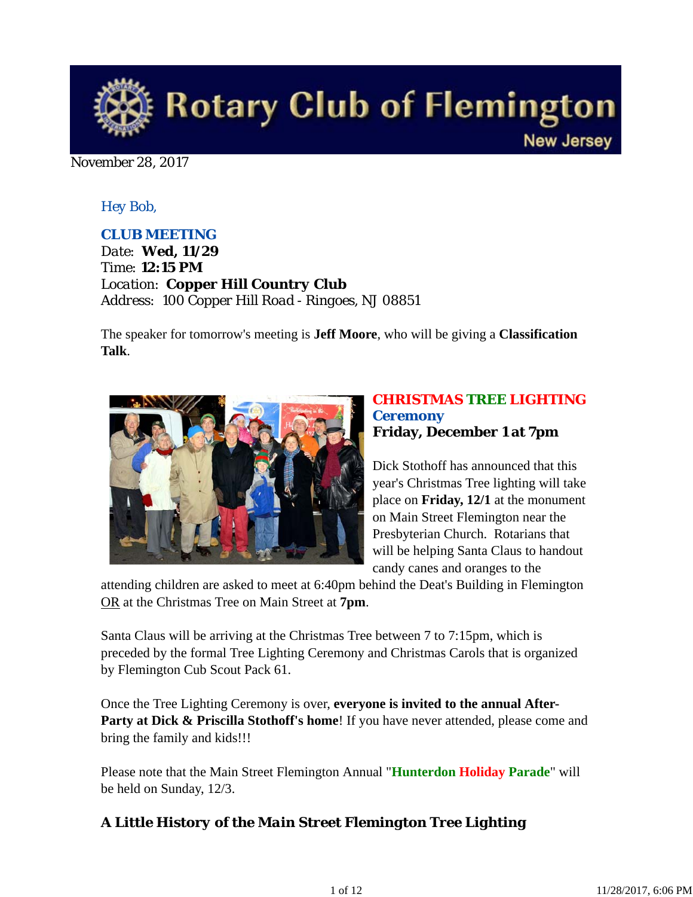# Rotary Club of Flemington New Jersey

November 28, 2017

*Hey Bob,*

**CLUB MEETING**
Date: **Wed, 11/29**
Time: **12:15 PM**
Location: **Copper Hill Country Club**
Address: 100 Copper Hill Road - Ringoes, NJ 08851

The speaker for tomorrow's meeting is **Jeff Moore**, who will be giving a **Classification Talk**.

## CHRISTMAS TREE LIGHTING Ceremony
### Friday, December 1 at 7pm

Dick Stothoff has announced that this year's Christmas Tree lighting will take place on **Friday, 12/1** at the monument on Main Street Flemington near the Presbyterian Church. Rotarians that will be helping Santa Claus to handout candy canes and oranges to the attending children are asked to meet at 6:40pm behind the Deat's Building in Flemington OR at the Christmas Tree on Main Street at **7pm**.

Santa Claus will be arriving at the Christmas Tree between 7 to 7:15pm, which is preceded by the formal Tree Lighting Ceremony and Christmas Carols that is organized by Flemington Cub Scout Pack 61.

Once the Tree Lighting Ceremony is over, **everyone is invited to the annual After-Party at Dick & Priscilla Stothoff's home**! If you have never attended, please come and bring the family and kids!!!

Please note that the Main Street Flemington Annual "**Hunterdon Holiday Parade**" will be held on Sunday, 12/3.

### A Little History of the Main Street Flemington Tree Lighting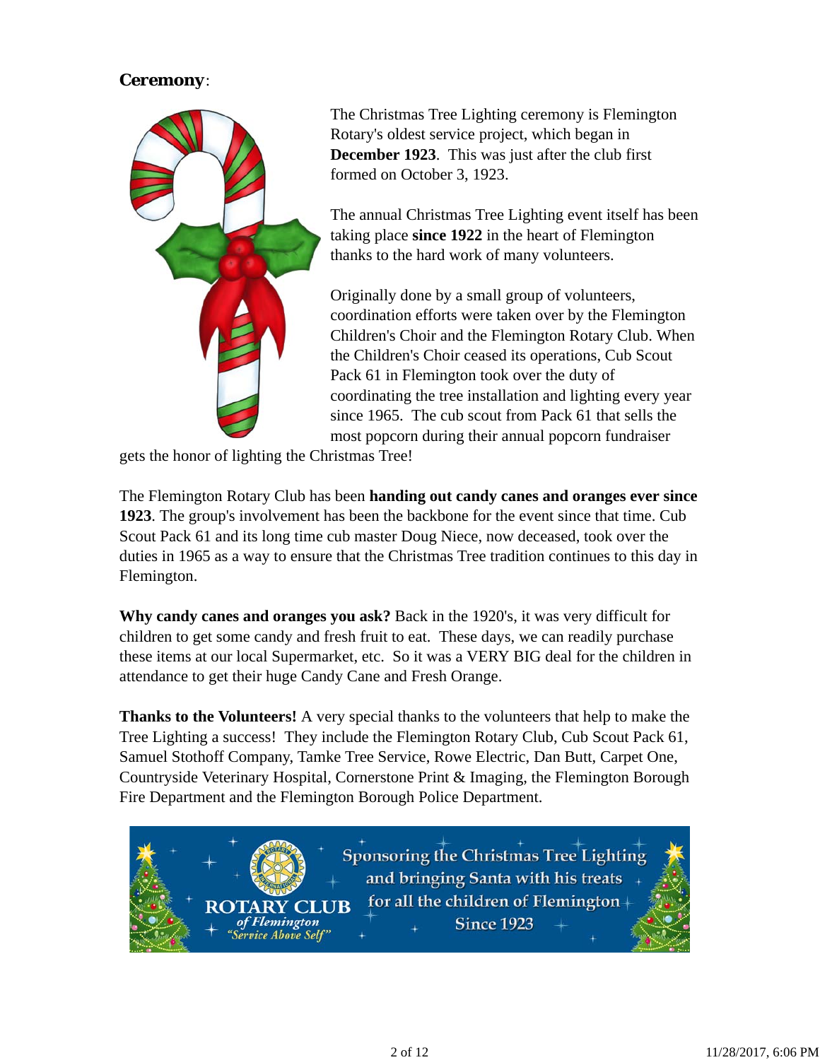**Ceremony**:

The Christmas Tree Lighting ceremony is Flemington Rotary's oldest service project, which began in **December 1923**. This was just after the club first formed on October 3, 1923.

The annual Christmas Tree Lighting event itself has been taking place **since 1922** in the heart of Flemington thanks to the hard work of many volunteers.

Originally done by a small group of volunteers, coordination efforts were taken over by the Flemington Children's Choir and the Flemington Rotary Club. When the Children's Choir ceased its operations, Cub Scout Pack 61 in Flemington took over the duty of coordinating the tree installation and lighting every year since 1965. The cub scout from Pack 61 that sells the most popcorn during their annual popcorn fundraiser gets the honor of lighting the Christmas Tree!

The Flemington Rotary Club has been **handing out candy canes and oranges ever since 1923**. The group's involvement has been the backbone for the event since that time. Cub Scout Pack 61 and its long time cub master Doug Niece, now deceased, took over the duties in 1965 as a way to ensure that the Christmas Tree tradition continues to this day in Flemington.

**Why candy canes and oranges you ask?** Back in the 1920's, it was very difficult for children to get some candy and fresh fruit to eat. These days, we can readily purchase these items at our local Supermarket, etc. So it was a VERY BIG deal for the children in attendance to get their huge Candy Cane and Fresh Orange.

**Thanks to the Volunteers!** A very special thanks to the volunteers that help to make the Tree Lighting a success! They include the Flemington Rotary Club, Cub Scout Pack 61, Samuel Stothoff Company, Tamke Tree Service, Rowe Electric, Dan Butt, Carpet One, Countryside Veterinary Hospital, Cornerstone Print & Imaging, the Flemington Borough Fire Department and the Flemington Borough Police Department.

ROTARY CLUB *of Flemington* *"Service Above Self"*

Sponsoring the Christmas Tree Lighting and bringing Santa with his treats for all the children of Flemington Since 1923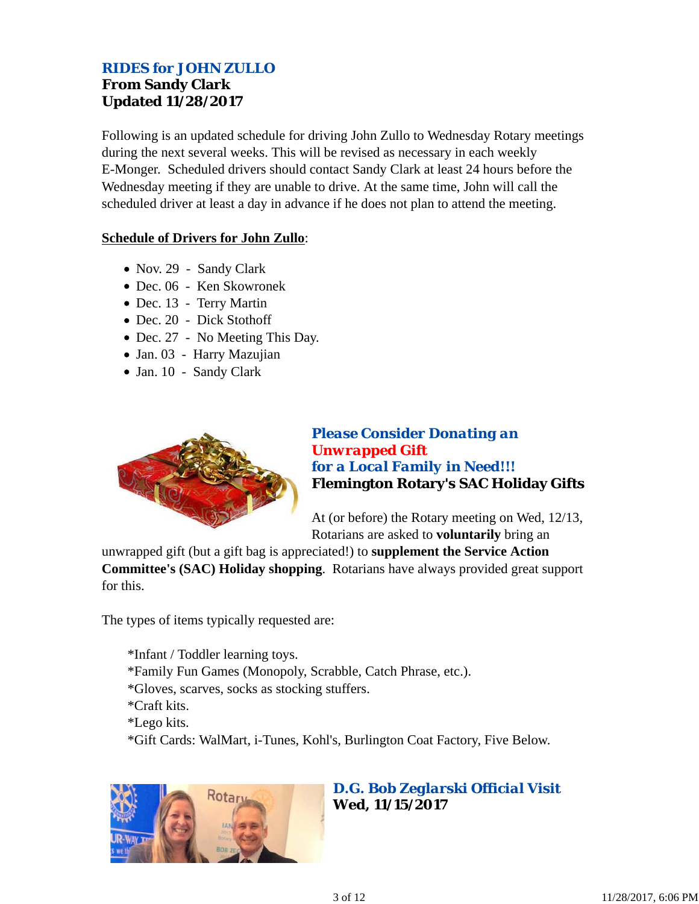### *RIDES for JOHN ZULLO*
**From Sandy Clark**
**Updated 11/28/2017**

Following is an updated schedule for driving John Zullo to Wednesday Rotary meetings during the next several weeks. This will be revised as necessary in each weekly E-Monger. Scheduled drivers should contact Sandy Clark at least 24 hours before the Wednesday meeting if they are unable to drive. At the same time, John will call the scheduled driver at least a day in advance if he does not plan to attend the meeting.

**Schedule of Drivers for John Zullo**:

- Nov. 29 - Sandy Clark
- Dec. 06 - Ken Skowronek
- Dec. 13 - Terry Martin
- Dec. 20 - Dick Stothoff
- Dec. 27 - No Meeting This Day.
- Jan. 03 - Harry Mazujian
- Jan. 10 - Sandy Clark

### *Please Consider Donating an Unwrapped Gift for a Local Family in Need!!!*
**Flemington Rotary's SAC Holiday Gifts**

At (or before) the Rotary meeting on Wed, 12/13, Rotarians are asked to **voluntarily** bring an unwrapped gift (but a gift bag is appreciated!) to **supplement the Service Action Committee's (SAC) Holiday shopping**. Rotarians have always provided great support for this.

The types of items typically requested are:

*Infant / Toddler learning toys.
*Family Fun Games (Monopoly, Scrabble, Catch Phrase, etc.).
*Gloves, scarves, socks as stocking stuffers.
*Craft kits.
*Lego kits.
*Gift Cards: WalMart, i-Tunes, Kohl's, Burlington Coat Factory, Five Below.

### *D.G. Bob Zeglarski Official Visit*
**Wed, 11/15/2017**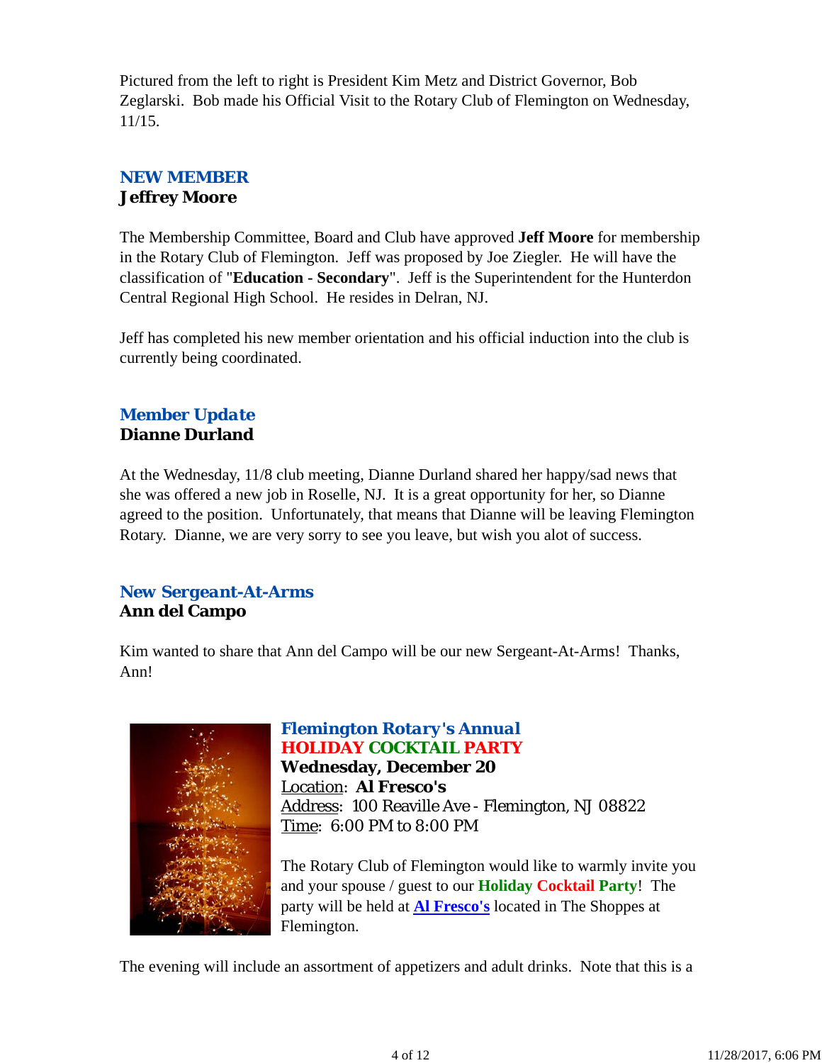Pictured from the left to right is President Kim Metz and District Governor, Bob Zeglarski. Bob made his Official Visit to the Rotary Club of Flemington on Wednesday, 11/15.

## NEW MEMBER
**Jeffrey Moore**

The Membership Committee, Board and Club have approved **Jeff Moore** for membership in the Rotary Club of Flemington. Jeff was proposed by Joe Ziegler. He will have the classification of "**Education - Secondary**". Jeff is the Superintendent for the Hunterdon Central Regional High School. He resides in Delran, NJ.

Jeff has completed his new member orientation and his official induction into the club is currently being coordinated.

## Member Update
**Dianne Durland**

At the Wednesday, 11/8 club meeting, Dianne Durland shared her happy/sad news that she was offered a new job in Roselle, NJ. It is a great opportunity for her, so Dianne agreed to the position. Unfortunately, that means that Dianne will be leaving Flemington Rotary. Dianne, we are very sorry to see you leave, but wish you alot of success.

## New Sergeant-At-Arms
**Ann del Campo**

Kim wanted to share that Ann del Campo will be our new Sergeant-At-Arms! Thanks, Ann!

## Flemington Rotary's Annual
## HOLIDAY COCKTAIL PARTY
**Wednesday, December 20**
Location: **Al Fresco's**
Address: 100 Reaville Ave - Flemington, NJ 08822
Time: 6:00 PM to 8:00 PM

The Rotary Club of Flemington would like to warmly invite you and your spouse / guest to our **Holiday Cocktail Party**! The party will be held at **Al Fresco's** located in The Shoppes at Flemington.

The evening will include an assortment of appetizers and adult drinks. Note that this is a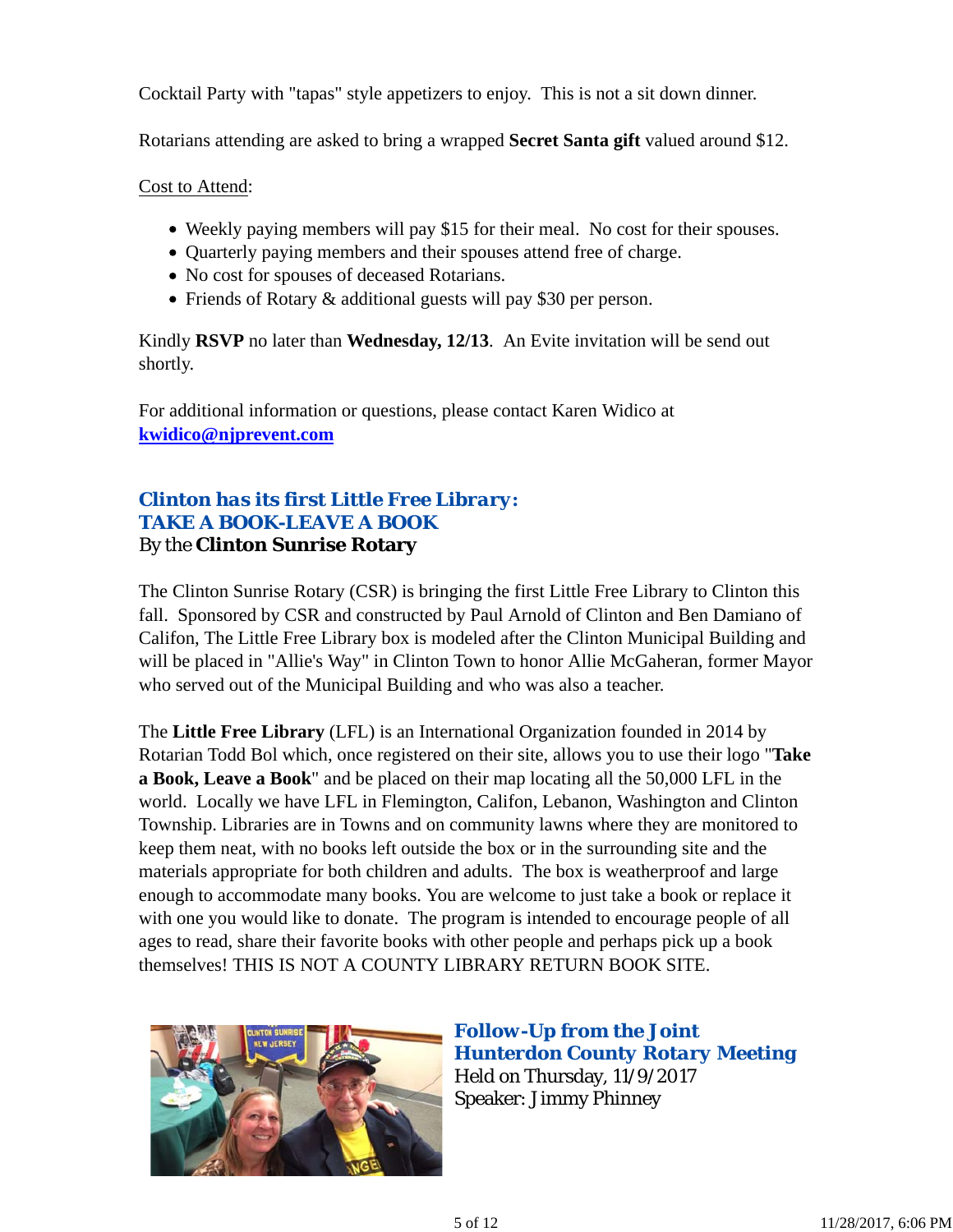Cocktail Party with "tapas" style appetizers to enjoy.  This is not a sit down dinner.

Rotarians attending are asked to bring a wrapped **Secret Santa gift** valued around $12.

Cost to Attend:

- Weekly paying members will pay $15 for their meal.  No cost for their spouses.
- Quarterly paying members and their spouses attend free of charge.
- No cost for spouses of deceased Rotarians.
- Friends of Rotary & additional guests will pay $30 per person.

Kindly **RSVP** no later than **Wednesday, 12/13**.  An Evite invitation will be send out shortly.

For additional information or questions, please contact Karen Widico at **kwidico@njprevent.com**

## *Clinton has its first Little Free Library:* TAKE A BOOK-LEAVE A BOOK

By the **Clinton Sunrise Rotary**

The Clinton Sunrise Rotary (CSR) is bringing the first Little Free Library to Clinton this fall.  Sponsored by CSR and constructed by Paul Arnold of Clinton and Ben Damiano of Califon, The Little Free Library box is modeled after the Clinton Municipal Building and will be placed in "Allie's Way" in Clinton Town to honor Allie McGaheran, former Mayor who served out of the Municipal Building and who was also a teacher.

The **Little Free Library** (LFL) is an International Organization founded in 2014 by Rotarian Todd Bol which, once registered on their site, allows you to use their logo "**Take a Book, Leave a Book**" and be placed on their map locating all the 50,000 LFL in the world.  Locally we have LFL in Flemington, Califon, Lebanon, Washington and Clinton Township. Libraries are in Towns and on community lawns where they are monitored to keep them neat, with no books left outside the box or in the surrounding site and the materials appropriate for both children and adults.  The box is weatherproof and large enough to accommodate many books. You are welcome to just take a book or replace it with one you would like to donate.  The program is intended to encourage people of all ages to read, share their favorite books with other people and perhaps pick up a book themselves! THIS IS NOT A COUNTY LIBRARY RETURN BOOK SITE.

## *Follow-Up from the Joint Hunterdon County Rotary Meeting*

Held on Thursday, 11/9/2017

Speaker: Jimmy Phinney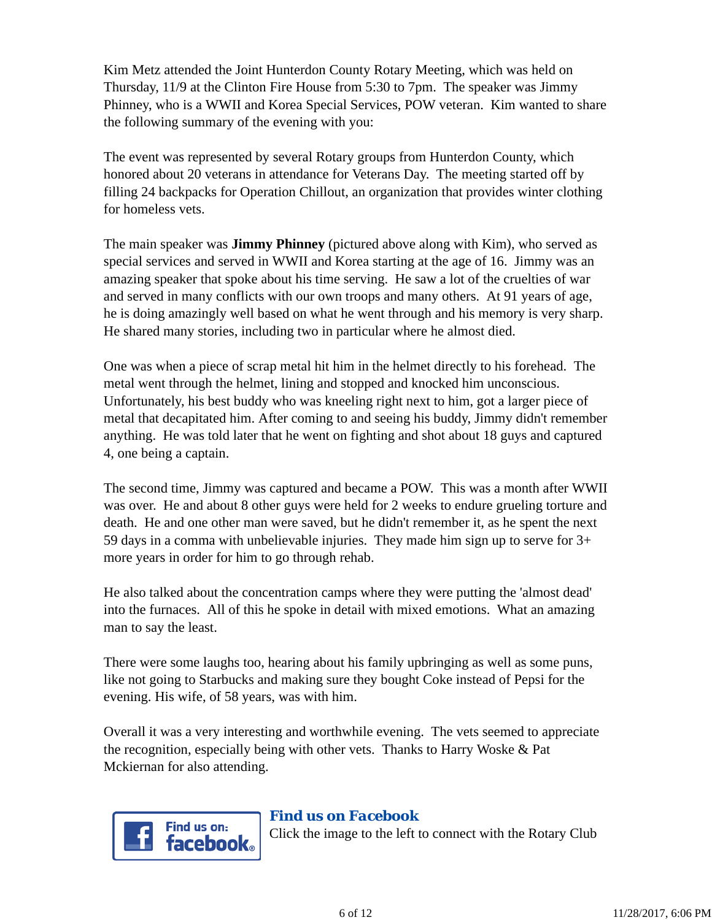Kim Metz attended the Joint Hunterdon County Rotary Meeting, which was held on Thursday, 11/9 at the Clinton Fire House from 5:30 to 7pm. The speaker was Jimmy Phinney, who is a WWII and Korea Special Services, POW veteran. Kim wanted to share the following summary of the evening with you:

The event was represented by several Rotary groups from Hunterdon County, which honored about 20 veterans in attendance for Veterans Day. The meeting started off by filling 24 backpacks for Operation Chillout, an organization that provides winter clothing for homeless vets.

The main speaker was **Jimmy Phinney** (pictured above along with Kim), who served as special services and served in WWII and Korea starting at the age of 16. Jimmy was an amazing speaker that spoke about his time serving. He saw a lot of the cruelties of war and served in many conflicts with our own troops and many others. At 91 years of age, he is doing amazingly well based on what he went through and his memory is very sharp. He shared many stories, including two in particular where he almost died.

One was when a piece of scrap metal hit him in the helmet directly to his forehead. The metal went through the helmet, lining and stopped and knocked him unconscious. Unfortunately, his best buddy who was kneeling right next to him, got a larger piece of metal that decapitated him. After coming to and seeing his buddy, Jimmy didn't remember anything. He was told later that he went on fighting and shot about 18 guys and captured 4, one being a captain.

The second time, Jimmy was captured and became a POW. This was a month after WWII was over. He and about 8 other guys were held for 2 weeks to endure grueling torture and death. He and one other man were saved, but he didn't remember it, as he spent the next 59 days in a comma with unbelievable injuries. They made him sign up to serve for 3+ more years in order for him to go through rehab.

He also talked about the concentration camps where they were putting the 'almost dead' into the furnaces. All of this he spoke in detail with mixed emotions. What an amazing man to say the least.

There were some laughs too, hearing about his family upbringing as well as some puns, like not going to Starbucks and making sure they bought Coke instead of Pepsi for the evening. His wife, of 58 years, was with him.

Overall it was a very interesting and worthwhile evening. The vets seemed to appreciate the recognition, especially being with other vets. Thanks to Harry Woske & Pat Mckiernan for also attending.

### Find us on Facebook

Click the image to the left to connect with the Rotary Club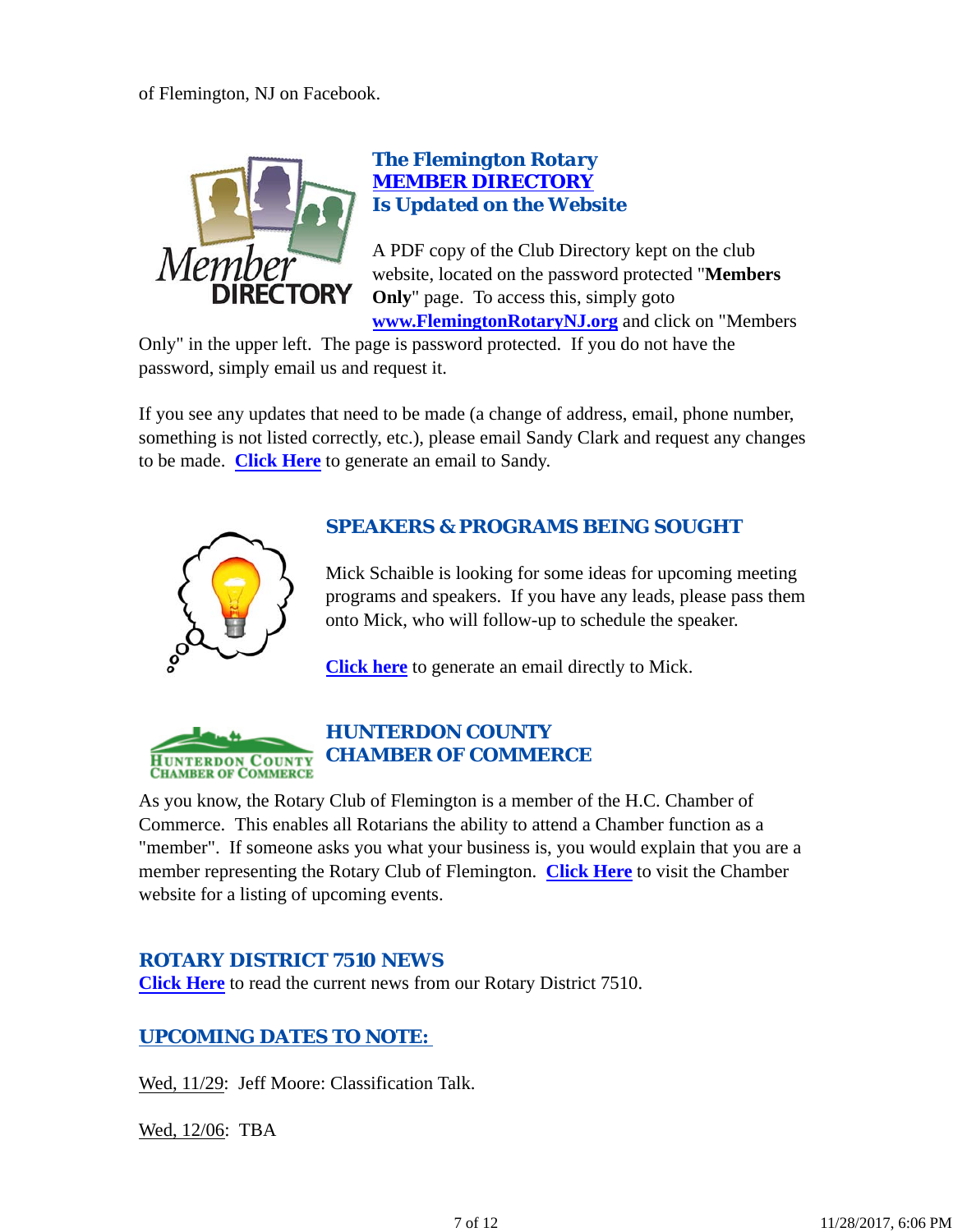of Flemington, NJ on Facebook.

### The Flemington Rotary MEMBER DIRECTORY Is Updated on the Website

A PDF copy of the Club Directory kept on the club website, located on the password protected "**Members Only**" page. To access this, simply goto **www.FlemingtonRotaryNJ.org** and click on "Members Only" in the upper left. The page is password protected. If you do not have the password, simply email us and request it.

If you see any updates that need to be made (a change of address, email, phone number, something is not listed correctly, etc.), please email Sandy Clark and request any changes to be made. **Click Here** to generate an email to Sandy.

### SPEAKERS & PROGRAMS BEING SOUGHT

Mick Schaible is looking for some ideas for upcoming meeting programs and speakers. If you have any leads, please pass them onto Mick, who will follow-up to schedule the speaker.

**Click here** to generate an email directly to Mick.

### HUNTERDON COUNTY CHAMBER OF COMMERCE

As you know, the Rotary Club of Flemington is a member of the H.C. Chamber of Commerce. This enables all Rotarians the ability to attend a Chamber function as a "member". If someone asks you what your business is, you would explain that you are a member representing the Rotary Club of Flemington. **Click Here** to visit the Chamber website for a listing of upcoming events.

### ROTARY DISTRICT 7510 NEWS

**Click Here** to read the current news from our Rotary District 7510.

### UPCOMING DATES TO NOTE:

Wed, 11/29: Jeff Moore: Classification Talk.

Wed, 12/06: TBA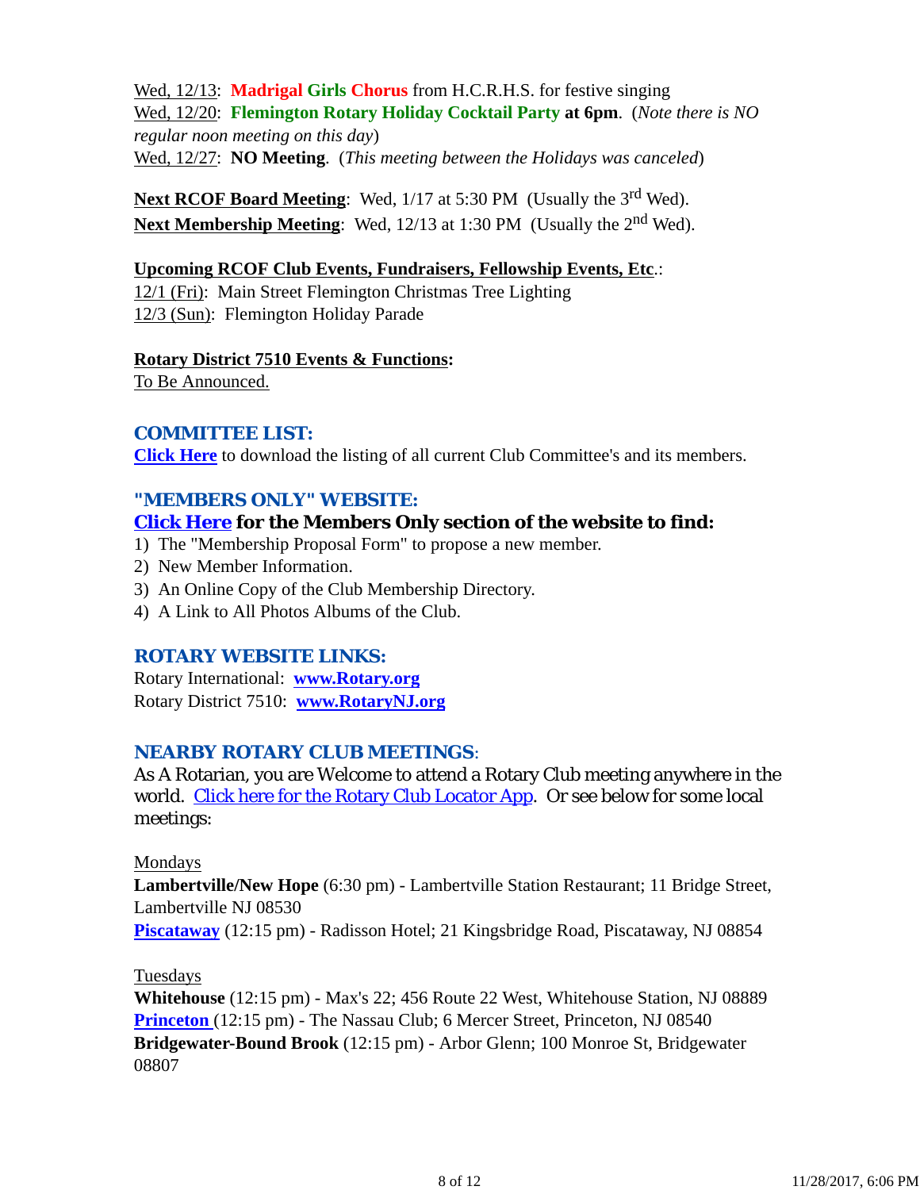Wed, 12/13: **Madrigal Girls Chorus** from H.C.R.H.S. for festive singing
Wed, 12/20: **Flemington Rotary Holiday Cocktail Party at 6pm**. (*Note there is NO regular noon meeting on this day*)
Wed, 12/27: **NO Meeting**. (*This meeting between the Holidays was canceled*)

**Next RCOF Board Meeting**: Wed, 1/17 at 5:30 PM (Usually the 3rd Wed).
**Next Membership Meeting**: Wed, 12/13 at 1:30 PM (Usually the 2nd Wed).

**Upcoming RCOF Club Events, Fundraisers, Fellowship Events, Etc**.:
12/1 (Fri): Main Street Flemington Christmas Tree Lighting
12/3 (Sun): Flemington Holiday Parade

**Rotary District 7510 Events & Functions:**
To Be Announced.

## COMMITTEE LIST:

**Click Here** to download the listing of all current Club Committee's and its members.

## "MEMBERS ONLY" WEBSITE:

**Click Here for the Members Only section of the website to find:**

1) The "Membership Proposal Form" to propose a new member.
2) New Member Information.
3) An Online Copy of the Club Membership Directory.
4) A Link to All Photos Albums of the Club.

## ROTARY WEBSITE LINKS:

Rotary International: **www.Rotary.org**
Rotary District 7510: **www.RotaryNJ.org**

## NEARBY ROTARY CLUB MEETINGS:

As A Rotarian, you are Welcome to attend a Rotary Club meeting anywhere in the world. Click here for the Rotary Club Locator App. Or see below for some local meetings:

Mondays
**Lambertville/New Hope** (6:30 pm) - Lambertville Station Restaurant; 11 Bridge Street, Lambertville NJ 08530
**Piscataway** (12:15 pm) - Radisson Hotel; 21 Kingsbridge Road, Piscataway, NJ 08854

Tuesdays
**Whitehouse** (12:15 pm) - Max's 22; 456 Route 22 West, Whitehouse Station, NJ 08889
**Princeton** (12:15 pm) - The Nassau Club; 6 Mercer Street, Princeton, NJ 08540
**Bridgewater-Bound Brook** (12:15 pm) - Arbor Glenn; 100 Monroe St, Bridgewater 08807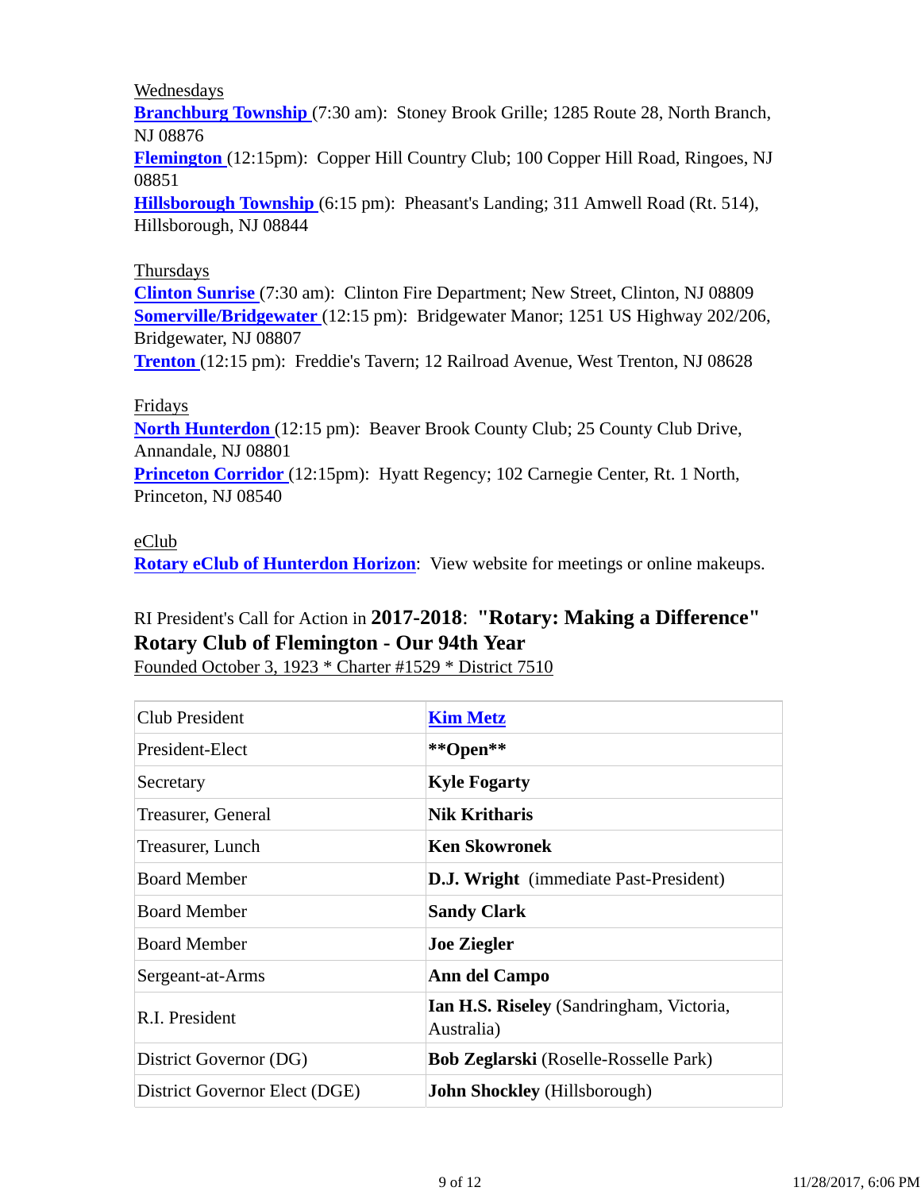Wednesdays

**Branchburg Township** (7:30 am): Stoney Brook Grille; 1285 Route 28, North Branch, NJ 08876

**Flemington** (12:15pm): Copper Hill Country Club; 100 Copper Hill Road, Ringoes, NJ 08851

**Hillsborough Township** (6:15 pm): Pheasant's Landing; 311 Amwell Road (Rt. 514), Hillsborough, NJ 08844

Thursdays

**Clinton Sunrise** (7:30 am): Clinton Fire Department; New Street, Clinton, NJ 08809

**Somerville/Bridgewater** (12:15 pm): Bridgewater Manor; 1251 US Highway 202/206, Bridgewater, NJ 08807

**Trenton** (12:15 pm): Freddie's Tavern; 12 Railroad Avenue, West Trenton, NJ 08628

Fridays

**North Hunterdon** (12:15 pm): Beaver Brook County Club; 25 County Club Drive, Annandale, NJ 08801

**Princeton Corridor** (12:15pm): Hyatt Regency; 102 Carnegie Center, Rt. 1 North, Princeton, NJ 08540

eClub

**Rotary eClub of Hunterdon Horizon**: View website for meetings or online makeups.

RI President's Call for Action in **2017-2018**: **"Rotary: Making a Difference"**

**Rotary Club of Flemington - Our 94th Year**

Founded October 3, 1923 * Charter #1529 * District 7510

| | |
|---|---|
| Club President | **Kim Metz** |
| President-Elect | **\*\*Open\*\*** |
| Secretary | **Kyle Fogarty** |
| Treasurer, General | **Nik Kritharis** |
| Treasurer, Lunch | **Ken Skowronek** |
| Board Member | **D.J. Wright** (immediate Past-President) |
| Board Member | **Sandy Clark** |
| Board Member | **Joe Ziegler** |
| Sergeant-at-Arms | **Ann del Campo** |
| R.I. President | **Ian H.S. Riseley** (Sandringham, Victoria, Australia) |
| District Governor (DG) | **Bob Zeglarski** (Roselle-Rosselle Park) |
| District Governor Elect (DGE) | **John Shockley** (Hillsborough) |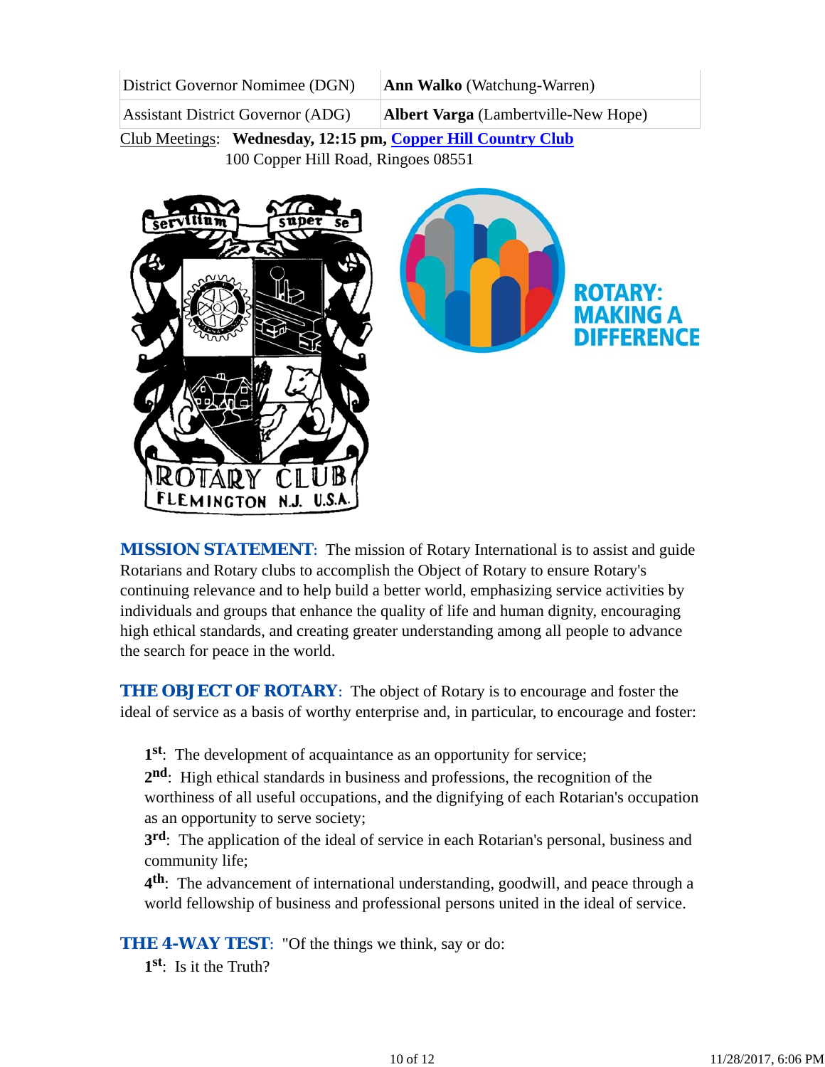| | |
|---|---|
| District Governor Nomimee (DGN) | **Ann Walko** (Watchung-Warren) |
| Assistant District Governor (ADG) | **Albert Varga** (Lambertville-New Hope) |

Club Meetings: **Wednesday, 12:15 pm, [Copper Hill Country Club](#)**
100 Copper Hill Road, Ringoes 08551

***MISSION STATEMENT***: The mission of Rotary International is to assist and guide Rotarians and Rotary clubs to accomplish the Object of Rotary to ensure Rotary's continuing relevance and to help build a better world, emphasizing service activities by individuals and groups that enhance the quality of life and human dignity, encouraging high ethical standards, and creating greater understanding among all people to advance the search for peace in the world.

***THE OBJECT OF ROTARY***: The object of Rotary is to encourage and foster the ideal of service as a basis of worthy enterprise and, in particular, to encourage and foster:

**1st**: The development of acquaintance as an opportunity for service;
**2nd**: High ethical standards in business and professions, the recognition of the worthiness of all useful occupations, and the dignifying of each Rotarian's occupation as an opportunity to serve society;
**3rd**: The application of the ideal of service in each Rotarian's personal, business and community life;
**4th**: The advancement of international understanding, goodwill, and peace through a world fellowship of business and professional persons united in the ideal of service.

***THE 4-WAY TEST***: "Of the things we think, say or do:
**1st**: Is it the Truth?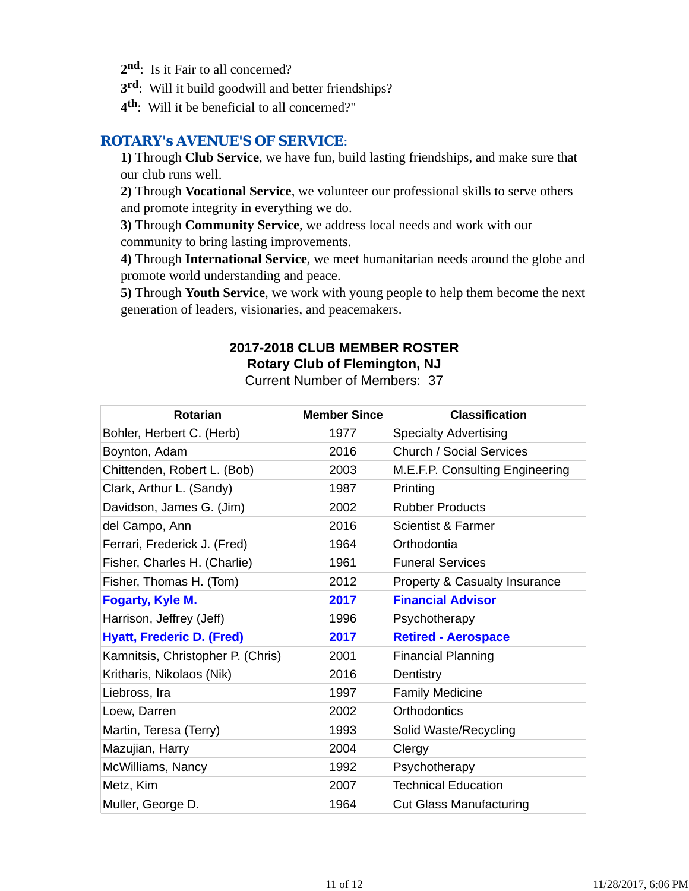**2nd**: Is it Fair to all concerned?
**3rd**: Will it build goodwill and better friendships?
**4th**: Will it be beneficial to all concerned?"

## ROTARY's AVENUE'S OF SERVICE:

**1)** Through **Club Service**, we have fun, build lasting friendships, and make sure that our club runs well.
**2)** Through **Vocational Service**, we volunteer our professional skills to serve others and promote integrity in everything we do.
**3)** Through **Community Service**, we address local needs and work with our community to bring lasting improvements.
**4)** Through **International Service**, we meet humanitarian needs around the globe and promote world understanding and peace.
**5)** Through **Youth Service**, we work with young people to help them become the next generation of leaders, visionaries, and peacemakers.

**2017-2018 CLUB MEMBER ROSTER**
**Rotary Club of Flemington, NJ**
Current Number of Members: 37

| Rotarian | Member Since | Classification |
|---|---|---|
| Bohler, Herbert C. (Herb) | 1977 | Specialty Advertising |
| Boynton, Adam | 2016 | Church / Social Services |
| Chittenden, Robert L. (Bob) | 2003 | M.E.F.P. Consulting Engineering |
| Clark, Arthur L. (Sandy) | 1987 | Printing |
| Davidson, James G. (Jim) | 2002 | Rubber Products |
| del Campo, Ann | 2016 | Scientist & Farmer |
| Ferrari, Frederick J. (Fred) | 1964 | Orthodontia |
| Fisher, Charles H. (Charlie) | 1961 | Funeral Services |
| Fisher, Thomas H. (Tom) | 2012 | Property & Casualty Insurance |
| **Fogarty, Kyle M.** | **2017** | **Financial Advisor** |
| Harrison, Jeffrey (Jeff) | 1996 | Psychotherapy |
| **Hyatt, Frederic D. (Fred)** | **2017** | **Retired - Aerospace** |
| Kamnitsis, Christopher P. (Chris) | 2001 | Financial Planning |
| Kritharis, Nikolaos (Nik) | 2016 | Dentistry |
| Liebross, Ira | 1997 | Family Medicine |
| Loew, Darren | 2002 | Orthodontics |
| Martin, Teresa (Terry) | 1993 | Solid Waste/Recycling |
| Mazujian, Harry | 2004 | Clergy |
| McWilliams, Nancy | 1992 | Psychotherapy |
| Metz, Kim | 2007 | Technical Education |
| Muller, George D. | 1964 | Cut Glass Manufacturing |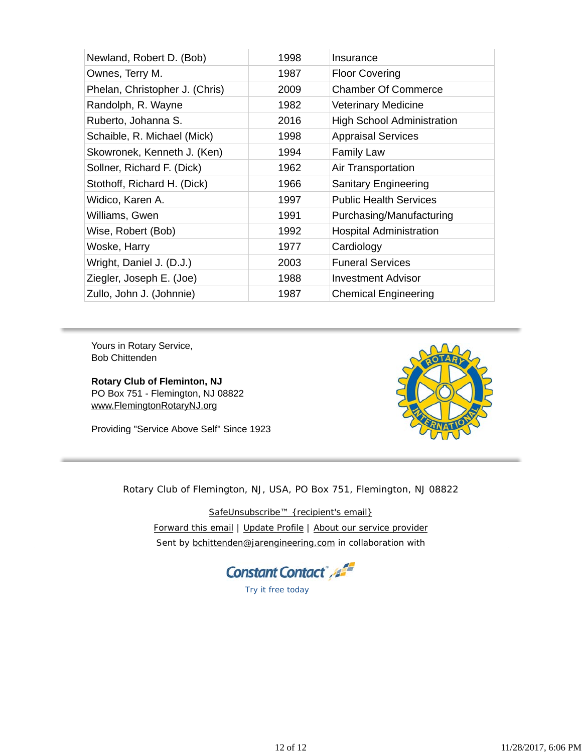| | | |
|---|---|---|
| Newland, Robert D. (Bob) | 1998 | Insurance |
| Ownes, Terry M. | 1987 | Floor Covering |
| Phelan, Christopher J. (Chris) | 2009 | Chamber Of Commerce |
| Randolph, R. Wayne | 1982 | Veterinary Medicine |
| Ruberto, Johanna S. | 2016 | High School Administration |
| Schaible, R. Michael (Mick) | 1998 | Appraisal Services |
| Skowronek, Kenneth J. (Ken) | 1994 | Family Law |
| Sollner, Richard F. (Dick) | 1962 | Air Transportation |
| Stothoff, Richard H. (Dick) | 1966 | Sanitary Engineering |
| Widico, Karen A. | 1997 | Public Health Services |
| Williams, Gwen | 1991 | Purchasing/Manufacturing |
| Wise, Robert (Bob) | 1992 | Hospital Administration |
| Woske, Harry | 1977 | Cardiology |
| Wright, Daniel J. (D.J.) | 2003 | Funeral Services |
| Ziegler, Joseph E. (Joe) | 1988 | Investment Advisor |
| Zullo, John J. (Johnnie) | 1987 | Chemical Engineering |

Yours in Rotary Service,
Bob Chittenden

**Rotary Club of Feminton, NJ**
PO Box 751 - Flemington, NJ 08822
www.FlemingtonRotaryNJ.org

Providing "Service Above Self" Since 1923

Rotary Club of Flemington, NJ, USA, PO Box 751, Flemington, NJ 08822

SafeUnsubscribe™ {recipient's email}

Forward this email | Update Profile | About our service provider

Sent by bchittenden@jarengineering.com in collaboration with

Constant Contact

Try it free today